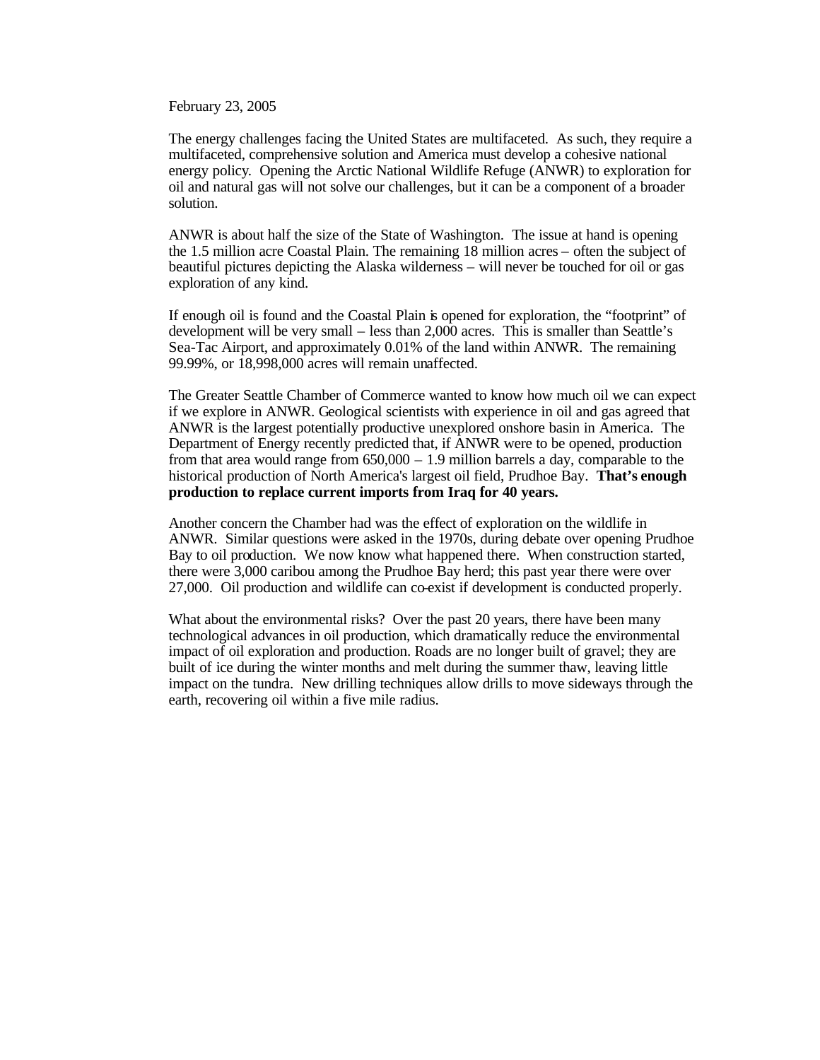February 23, 2005

The energy challenges facing the United States are multifaceted. As such, they require a multifaceted, comprehensive solution and America must develop a cohesive national energy policy. Opening the Arctic National Wildlife Refuge (ANWR) to exploration for oil and natural gas will not solve our challenges, but it can be a component of a broader solution.

ANWR is about half the size of the State of Washington. The issue at hand is opening the 1.5 million acre Coastal Plain. The remaining 18 million acres – often the subject of beautiful pictures depicting the Alaska wilderness – will never be touched for oil or gas exploration of any kind.

If enough oil is found and the Coastal Plain is opened for exploration, the "footprint" of development will be very small – less than 2,000 acres. This is smaller than Seattle's Sea-Tac Airport, and approximately 0.01% of the land within ANWR. The remaining 99.99%, or 18,998,000 acres will remain unaffected.

The Greater Seattle Chamber of Commerce wanted to know how much oil we can expect if we explore in ANWR. Geological scientists with experience in oil and gas agreed that ANWR is the largest potentially productive unexplored onshore basin in America. The Department of Energy recently predicted that, if ANWR were to be opened, production from that area would range from 650,000 – 1.9 million barrels a day, comparable to the historical production of North America's largest oil field, Prudhoe Bay. **That's enough production to replace current imports from Iraq for 40 years.**

Another concern the Chamber had was the effect of exploration on the wildlife in ANWR. Similar questions were asked in the 1970s, during debate over opening Prudhoe Bay to oil production. We now know what happened there. When construction started, there were 3,000 caribou among the Prudhoe Bay herd; this past year there were over 27,000. Oil production and wildlife can co-exist if development is conducted properly.

What about the environmental risks? Over the past 20 years, there have been many technological advances in oil production, which dramatically reduce the environmental impact of oil exploration and production. Roads are no longer built of gravel; they are built of ice during the winter months and melt during the summer thaw, leaving little impact on the tundra. New drilling techniques allow drills to move sideways through the earth, recovering oil within a five mile radius.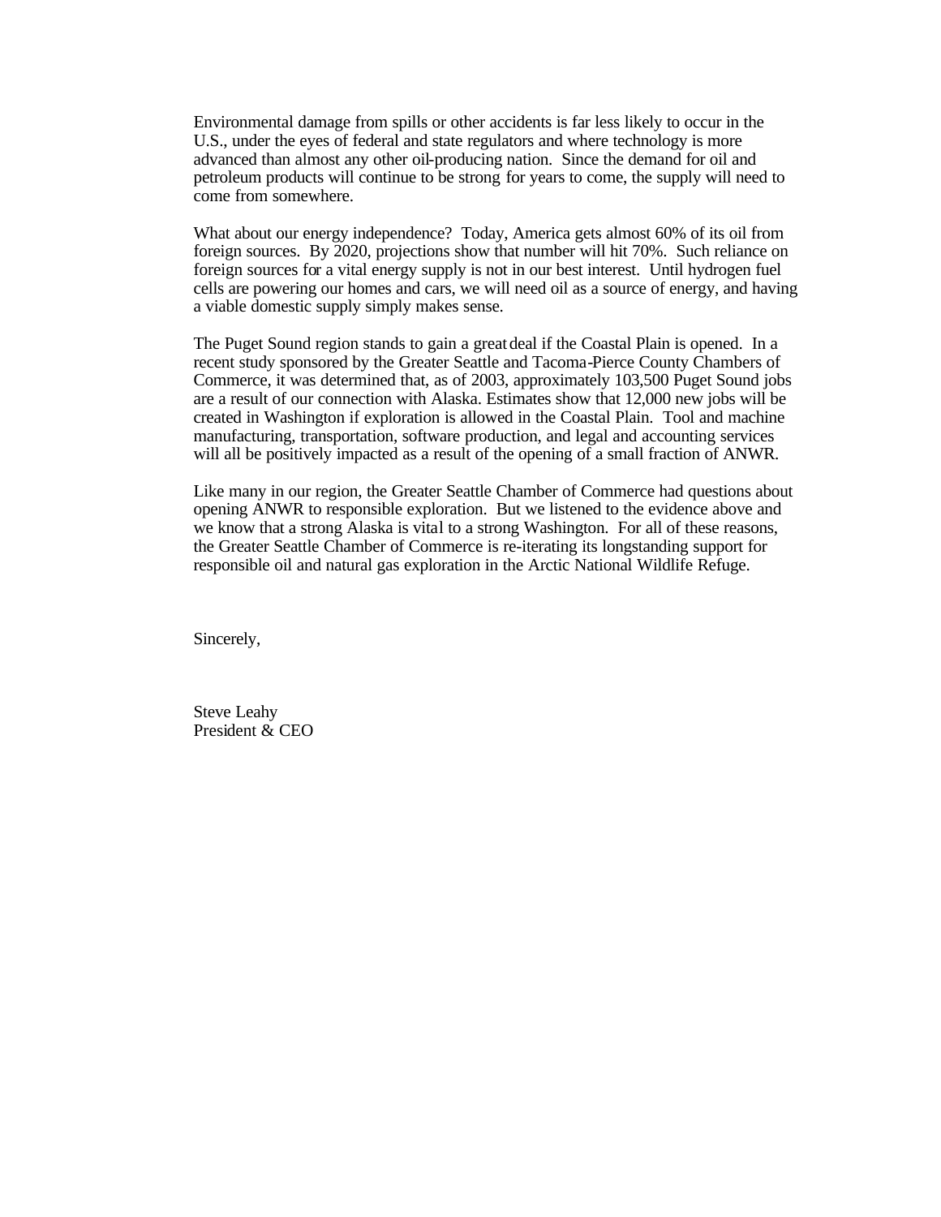Environmental damage from spills or other accidents is far less likely to occur in the U.S., under the eyes of federal and state regulators and where technology is more advanced than almost any other oil-producing nation. Since the demand for oil and petroleum products will continue to be strong for years to come, the supply will need to come from somewhere.

What about our energy independence? Today, America gets almost 60% of its oil from foreign sources. By 2020, projections show that number will hit 70%. Such reliance on foreign sources for a vital energy supply is not in our best interest. Until hydrogen fuel cells are powering our homes and cars, we will need oil as a source of energy, and having a viable domestic supply simply makes sense.

The Puget Sound region stands to gain a great deal if the Coastal Plain is opened. In a recent study sponsored by the Greater Seattle and Tacoma-Pierce County Chambers of Commerce, it was determined that, as of 2003, approximately 103,500 Puget Sound jobs are a result of our connection with Alaska. Estimates show that 12,000 new jobs will be created in Washington if exploration is allowed in the Coastal Plain. Tool and machine manufacturing, transportation, software production, and legal and accounting services will all be positively impacted as a result of the opening of a small fraction of ANWR.

Like many in our region, the Greater Seattle Chamber of Commerce had questions about opening ANWR to responsible exploration. But we listened to the evidence above and we know that a strong Alaska is vital to a strong Washington. For all of these reasons, the Greater Seattle Chamber of Commerce is re-iterating its longstanding support for responsible oil and natural gas exploration in the Arctic National Wildlife Refuge.

Sincerely,

Steve Leahy  
President & CEO